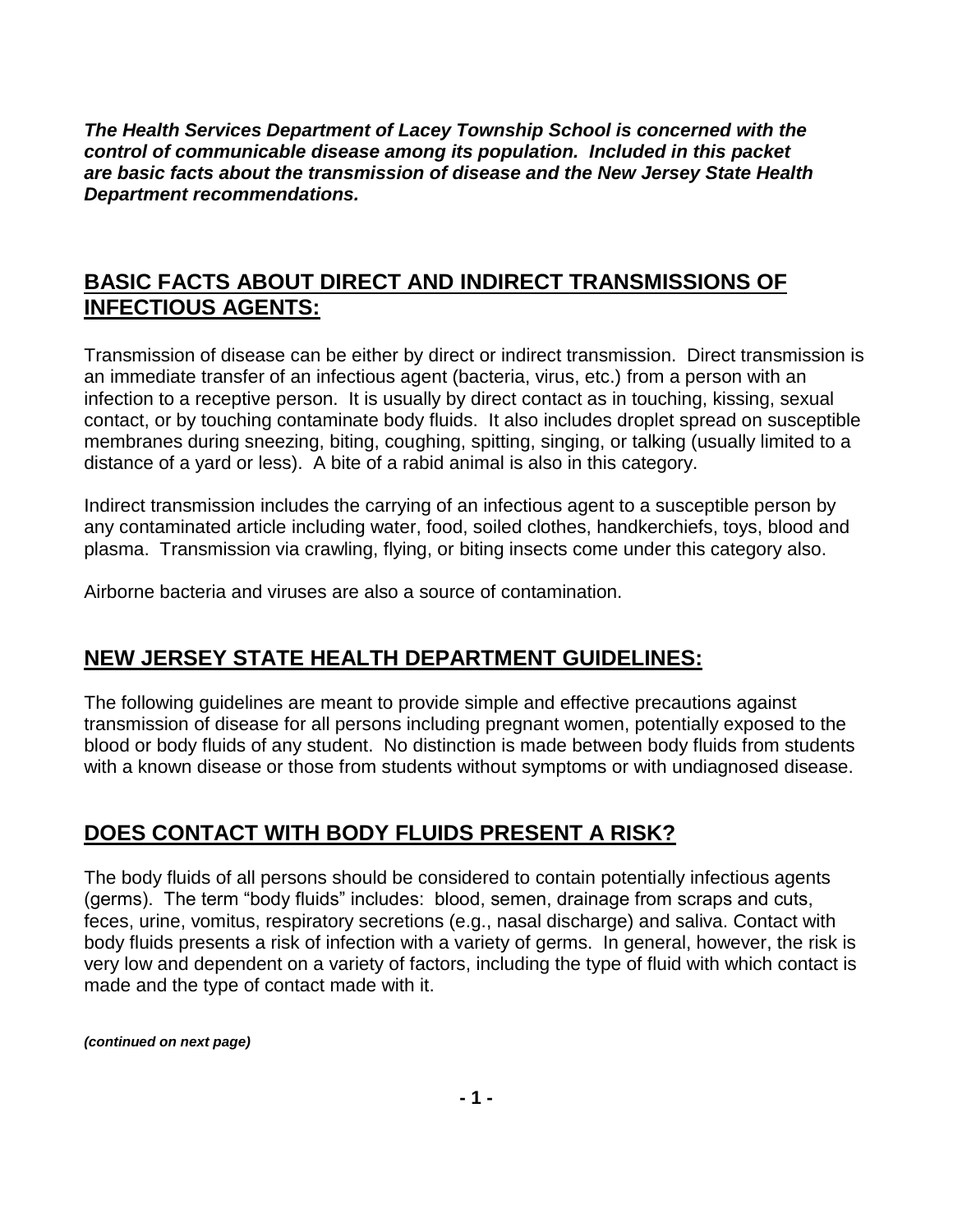***The Health Services Department of Lacey Township School is concerned with the control of communicable disease among its population. Included in this packet are basic facts about the transmission of disease and the New Jersey State Health Department recommendations.***

## BASIC FACTS ABOUT DIRECT AND INDIRECT TRANSMISSIONS OF INFECTIOUS AGENTS:

Transmission of disease can be either by direct or indirect transmission. Direct transmission is an immediate transfer of an infectious agent (bacteria, virus, etc.) from a person with an infection to a receptive person. It is usually by direct contact as in touching, kissing, sexual contact, or by touching contaminate body fluids. It also includes droplet spread on susceptible membranes during sneezing, biting, coughing, spitting, singing, or talking (usually limited to a distance of a yard or less). A bite of a rabid animal is also in this category.

Indirect transmission includes the carrying of an infectious agent to a susceptible person by any contaminated article including water, food, soiled clothes, handkerchiefs, toys, blood and plasma. Transmission via crawling, flying, or biting insects come under this category also.

Airborne bacteria and viruses are also a source of contamination.

## NEW JERSEY STATE HEALTH DEPARTMENT GUIDELINES:

The following guidelines are meant to provide simple and effective precautions against transmission of disease for all persons including pregnant women, potentially exposed to the blood or body fluids of any student. No distinction is made between body fluids from students with a known disease or those from students without symptoms or with undiagnosed disease.

## DOES CONTACT WITH BODY FLUIDS PRESENT A RISK?

The body fluids of all persons should be considered to contain potentially infectious agents (germs). The term "body fluids" includes: blood, semen, drainage from scraps and cuts, feces, urine, vomitus, respiratory secretions (e.g., nasal discharge) and saliva. Contact with body fluids presents a risk of infection with a variety of germs. In general, however, the risk is very low and dependent on a variety of factors, including the type of fluid with which contact is made and the type of contact made with it.

***(continued on next page)***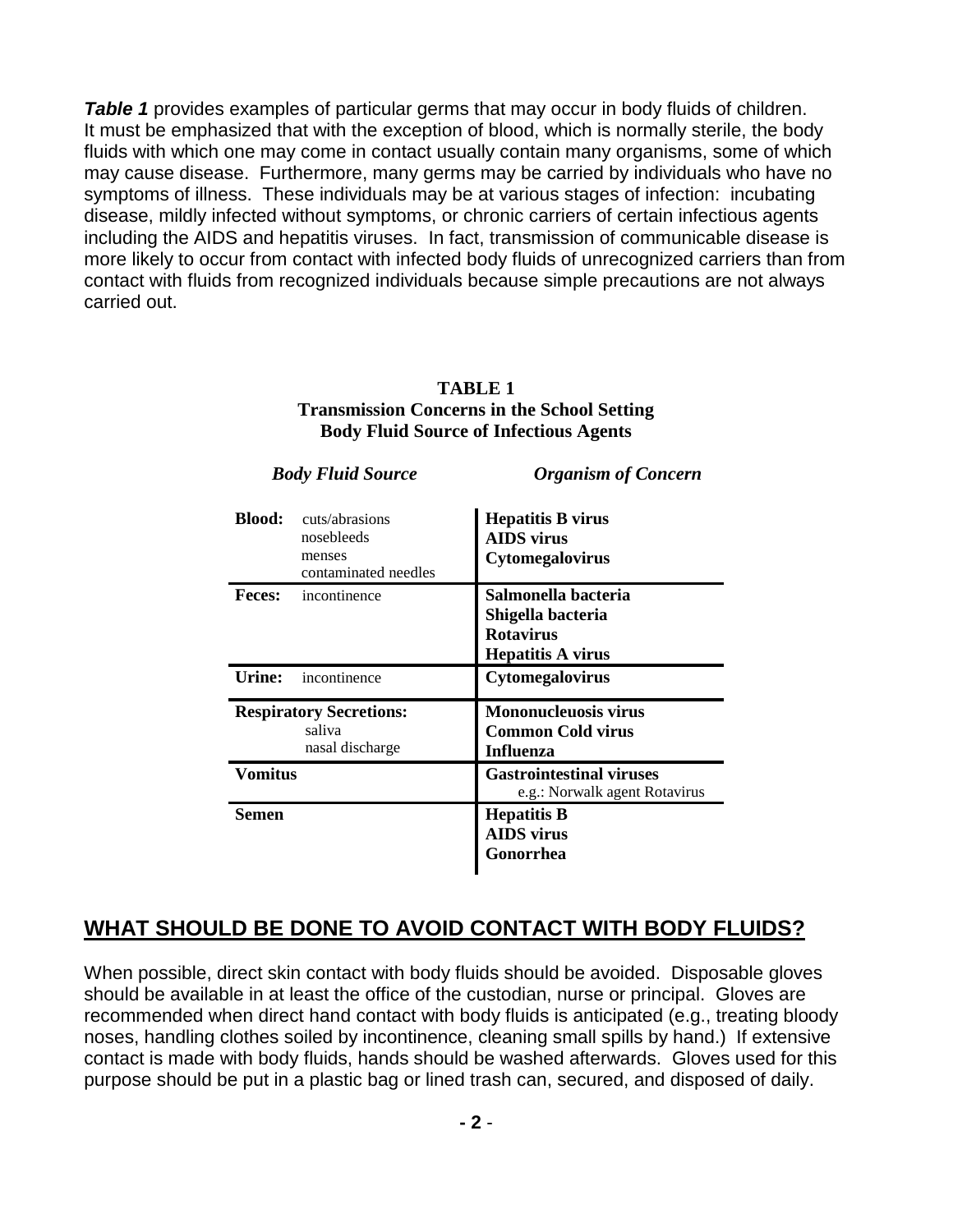***Table 1*** provides examples of particular germs that may occur in body fluids of children. It must be emphasized that with the exception of blood, which is normally sterile, the body fluids with which one may come in contact usually contain many organisms, some of which may cause disease. Furthermore, many germs may be carried by individuals who have no symptoms of illness. These individuals may be at various stages of infection: incubating disease, mildly infected without symptoms, or chronic carriers of certain infectious agents including the AIDS and hepatitis viruses. In fact, transmission of communicable disease is more likely to occur from contact with infected body fluids of unrecognized carriers than from contact with fluids from recognized individuals because simple precautions are not always carried out.

**TABLE 1**
**Transmission Concerns in the School Setting**
**Body Fluid Source of Infectious Agents**

| *Body Fluid Source* | *Organism of Concern* |
|---|---|
| **Blood:** cuts/abrasions, nosebleeds, menses, contaminated needles | **Hepatitis B virus**<br>**AIDS virus**<br>**Cytomegalovirus** |
| **Feces:** incontinence | **Salmonella bacteria**<br>**Shigella bacteria**<br>**Rotavirus**<br>**Hepatitis A virus** |
| **Urine:** incontinence | **Cytomegalovirus** |
| **Respiratory Secretions:** saliva, nasal discharge | **Mononucleuosis virus**<br>**Common Cold virus**<br>**Influenza** |
| **Vomitus** | **Gastrointestinal viruses**<br>e.g.: Norwalk agent Rotavirus |
| **Semen** | **Hepatitis B**<br>**AIDS virus**<br>**Gonorrhea** |

## WHAT SHOULD BE DONE TO AVOID CONTACT WITH BODY FLUIDS?

When possible, direct skin contact with body fluids should be avoided. Disposable gloves should be available in at least the office of the custodian, nurse or principal. Gloves are recommended when direct hand contact with body fluids is anticipated (e.g., treating bloody noses, handling clothes soiled by incontinence, cleaning small spills by hand.) If extensive contact is made with body fluids, hands should be washed afterwards. Gloves used for this purpose should be put in a plastic bag or lined trash can, secured, and disposed of daily.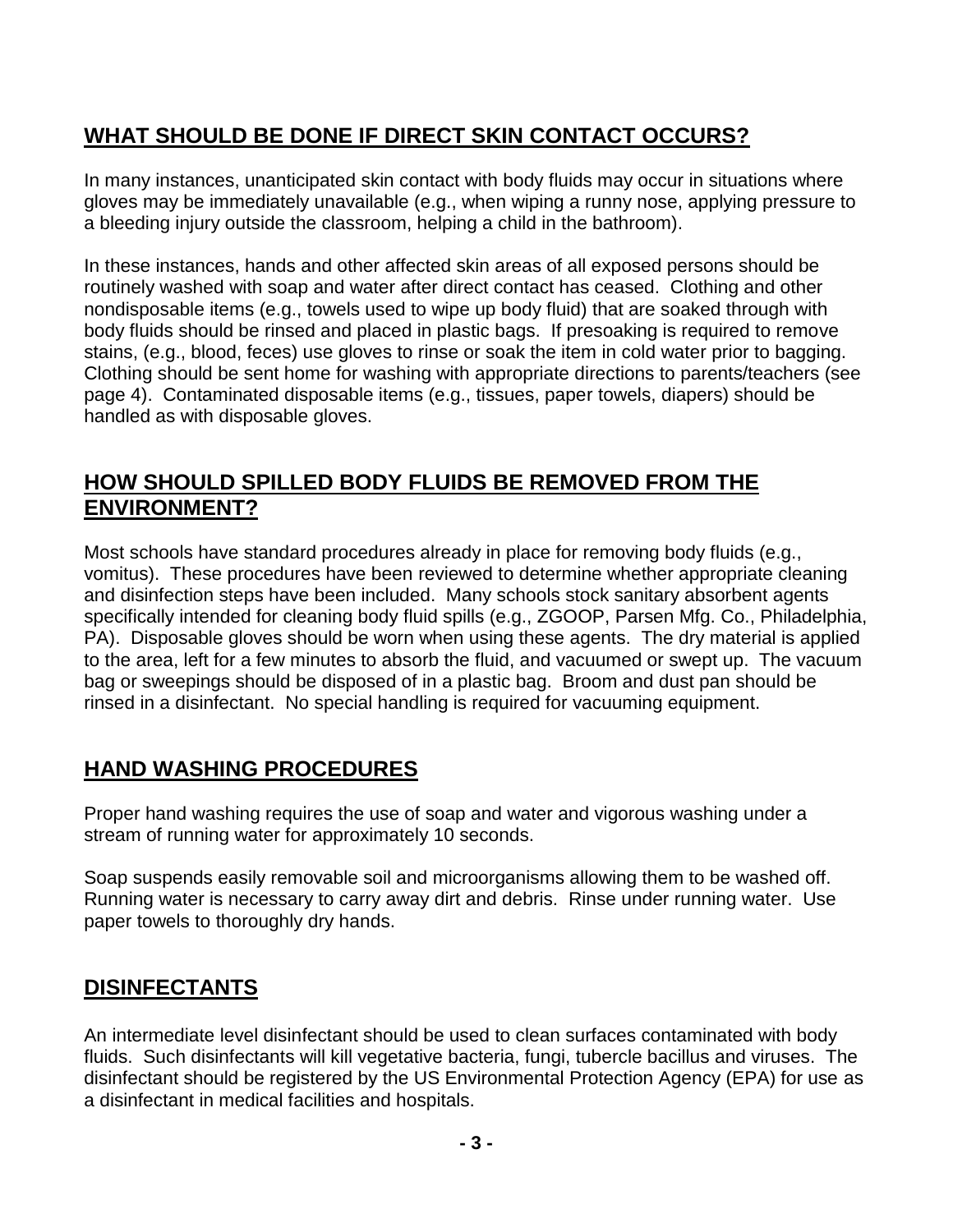## WHAT SHOULD BE DONE IF DIRECT SKIN CONTACT OCCURS?

In many instances, unanticipated skin contact with body fluids may occur in situations where gloves may be immediately unavailable (e.g., when wiping a runny nose, applying pressure to a bleeding injury outside the classroom, helping a child in the bathroom).

In these instances, hands and other affected skin areas of all exposed persons should be routinely washed with soap and water after direct contact has ceased. Clothing and other nondisposable items (e.g., towels used to wipe up body fluid) that are soaked through with body fluids should be rinsed and placed in plastic bags. If presoaking is required to remove stains, (e.g., blood, feces) use gloves to rinse or soak the item in cold water prior to bagging. Clothing should be sent home for washing with appropriate directions to parents/teachers (see page 4). Contaminated disposable items (e.g., tissues, paper towels, diapers) should be handled as with disposable gloves.

## HOW SHOULD SPILLED BODY FLUIDS BE REMOVED FROM THE ENVIRONMENT?

Most schools have standard procedures already in place for removing body fluids (e.g., vomitus). These procedures have been reviewed to determine whether appropriate cleaning and disinfection steps have been included. Many schools stock sanitary absorbent agents specifically intended for cleaning body fluid spills (e.g., ZGOOP, Parsen Mfg. Co., Philadelphia, PA). Disposable gloves should be worn when using these agents. The dry material is applied to the area, left for a few minutes to absorb the fluid, and vacuumed or swept up. The vacuum bag or sweepings should be disposed of in a plastic bag. Broom and dust pan should be rinsed in a disinfectant. No special handling is required for vacuuming equipment.

## HAND WASHING PROCEDURES

Proper hand washing requires the use of soap and water and vigorous washing under a stream of running water for approximately 10 seconds.

Soap suspends easily removable soil and microorganisms allowing them to be washed off. Running water is necessary to carry away dirt and debris. Rinse under running water. Use paper towels to thoroughly dry hands.

## DISINFECTANTS

An intermediate level disinfectant should be used to clean surfaces contaminated with body fluids. Such disinfectants will kill vegetative bacteria, fungi, tubercle bacillus and viruses. The disinfectant should be registered by the US Environmental Protection Agency (EPA) for use as a disinfectant in medical facilities and hospitals.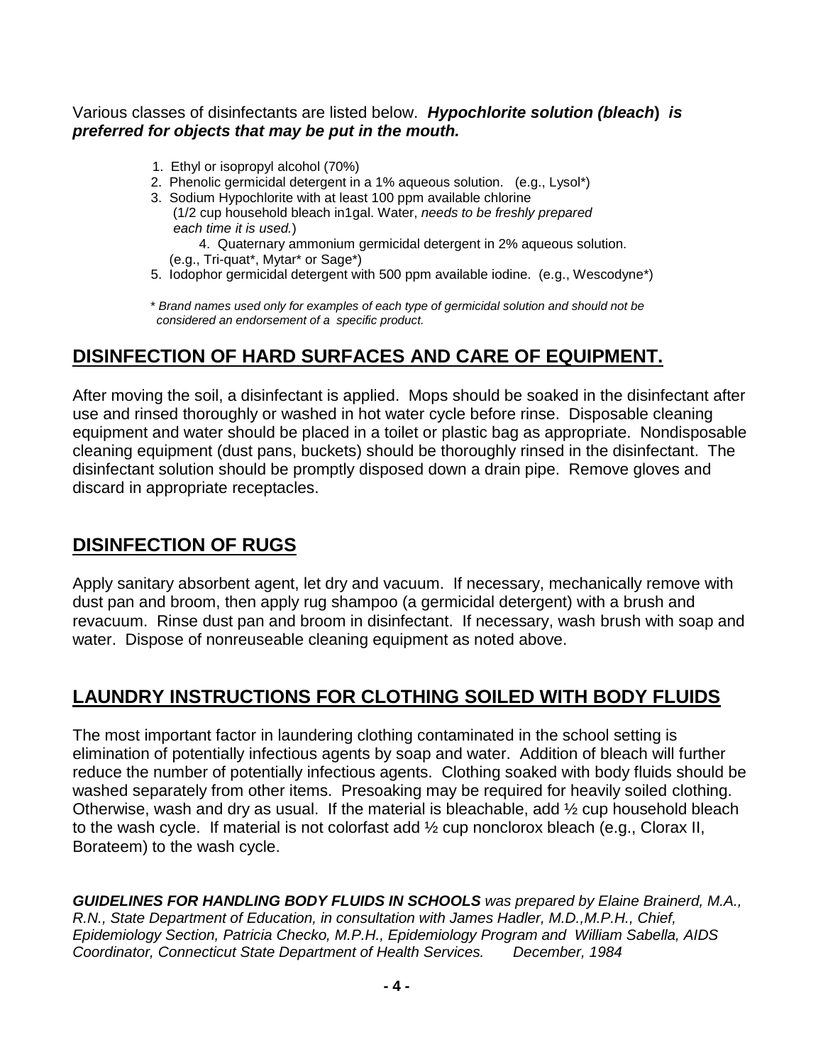Various classes of disinfectants are listed below. ***Hypochlorite solution (bleach) is preferred for objects that may be put in the mouth.***

1. Ethyl or isopropyl alcohol (70%)
2. Phenolic germicidal detergent in a 1% aqueous solution. (e.g., Lysol*)
3. Sodium Hypochlorite with at least 100 ppm available chlorine (1/2 cup household bleach in1gal. Water, *needs to be freshly prepared each time it is used.*)
4. Quaternary ammonium germicidal detergent in 2% aqueous solution. (e.g., Tri-quat*, Mytar* or Sage*)
5. Iodophor germicidal detergent with 500 ppm available iodine. (e.g., Wescodyne*)

*\* Brand names used only for examples of each type of germicidal solution and should not be considered an endorsement of a specific product.*

## DISINFECTION OF HARD SURFACES AND CARE OF EQUIPMENT.

After moving the soil, a disinfectant is applied. Mops should be soaked in the disinfectant after use and rinsed thoroughly or washed in hot water cycle before rinse. Disposable cleaning equipment and water should be placed in a toilet or plastic bag as appropriate. Nondisposable cleaning equipment (dust pans, buckets) should be thoroughly rinsed in the disinfectant. The disinfectant solution should be promptly disposed down a drain pipe. Remove gloves and discard in appropriate receptacles.

## DISINFECTION OF RUGS

Apply sanitary absorbent agent, let dry and vacuum. If necessary, mechanically remove with dust pan and broom, then apply rug shampoo (a germicidal detergent) with a brush and revacuum. Rinse dust pan and broom in disinfectant. If necessary, wash brush with soap and water. Dispose of nonreuseable cleaning equipment as noted above.

## LAUNDRY INSTRUCTIONS FOR CLOTHING SOILED WITH BODY FLUIDS

The most important factor in laundering clothing contaminated in the school setting is elimination of potentially infectious agents by soap and water. Addition of bleach will further reduce the number of potentially infectious agents. Clothing soaked with body fluids should be washed separately from other items. Presoaking may be required for heavily soiled clothing. Otherwise, wash and dry as usual. If the material is bleachable, add ½ cup household bleach to the wash cycle. If material is not colorfast add ½ cup nonclorox bleach (e.g., Clorax II, Borateem) to the wash cycle.

***GUIDELINES FOR HANDLING BODY FLUIDS IN SCHOOLS*** *was prepared by Elaine Brainerd, M.A., R.N., State Department of Education, in consultation with James Hadler, M.D.,M.P.H., Chief, Epidemiology Section, Patricia Checko, M.P.H., Epidemiology Program and William Sabella, AIDS Coordinator, Connecticut State Department of Health Services. December, 1984*